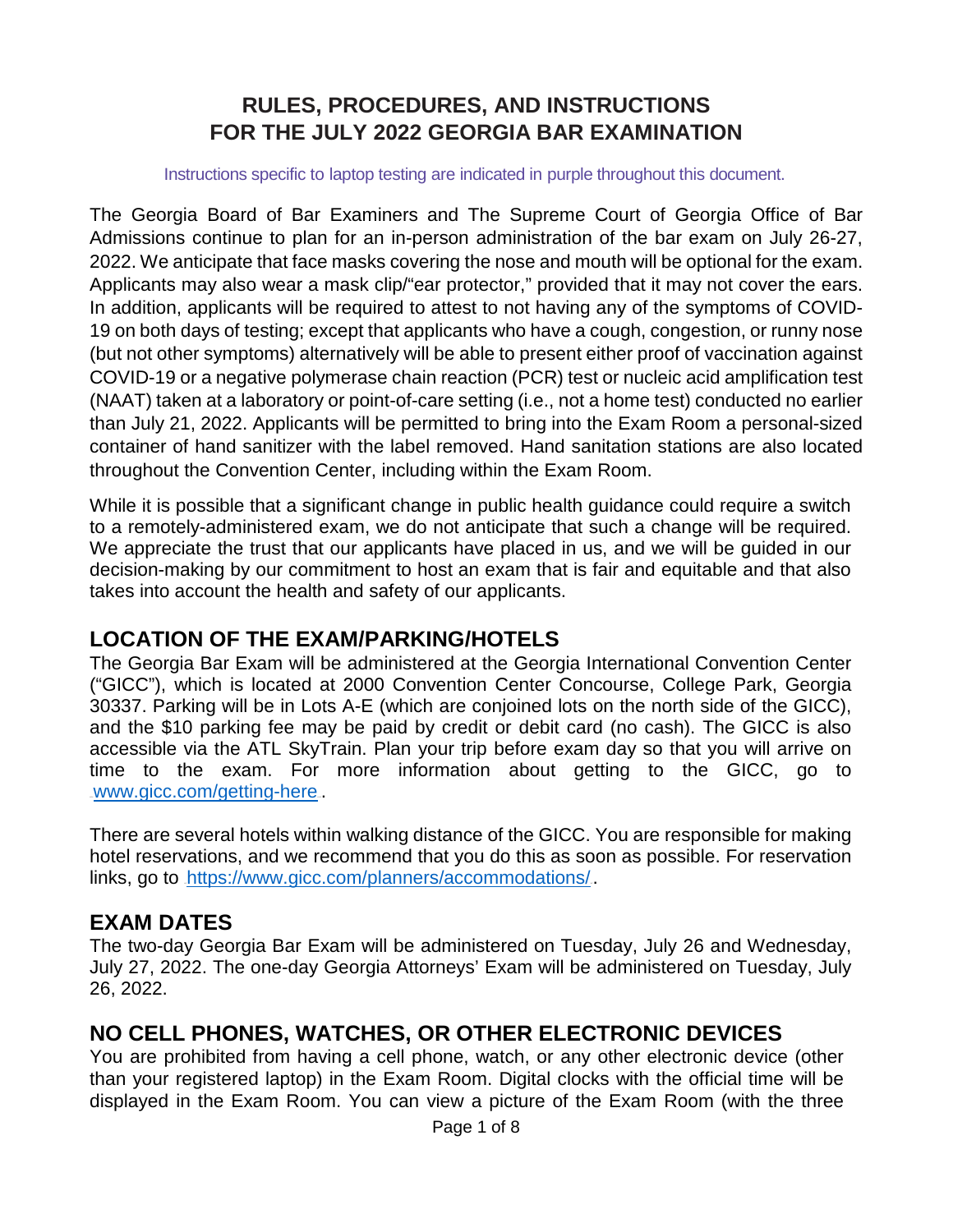# RULES, PROCEDURES, AND INSTRUCTIONS FOR THE JULY 2022 GEORGIA BAR EXAMINATION

Instructions specific to laptop testing are indicated in purple throughout this document.

The Georgia Board of Bar Examiners and The Supreme Court of Georgia Office of Bar Admissions continue to plan for an in-person administration of the bar exam on July 26-27, 2022. We anticipate that face masks covering the nose and mouth will be optional for the exam. Applicants may also wear a mask clip/"ear protector," provided that it may not cover the ears. In addition, applicants will be required to attest to not having any of the symptoms of COVID-19 on both days of testing; except that applicants who have a cough, congestion, or runny nose (but not other symptoms) alternatively will be able to present either proof of vaccination against COVID-19 or a negative polymerase chain reaction (PCR) test or nucleic acid amplification test (NAAT) taken at a laboratory or point-of-care setting (i.e., not a home test) conducted no earlier than July 21, 2022. Applicants will be permitted to bring into the Exam Room a personal-sized container of hand sanitizer with the label removed. Hand sanitation stations are also located throughout the Convention Center, including within the Exam Room.

While it is possible that a significant change in public health guidance could require a switch to a remotely-administered exam, we do not anticipate that such a change will be required. We appreciate the trust that our applicants have placed in us, and we will be guided in our decision-making by our commitment to host an exam that is fair and equitable and that also takes into account the health and safety of our applicants.

## LOCATION OF THE EXAM/PARKING/HOTELS

The Georgia Bar Exam will be administered at the Georgia International Convention Center ("GICC"), which is located at 2000 Convention Center Concourse, College Park, Georgia 30337. Parking will be in Lots A-E (which are conjoined lots on the north side of the GICC), and the $10 parking fee may be paid by credit or debit card (no cash). The GICC is also accessible via the ATL SkyTrain. Plan your trip before exam day so that you will arrive on time to the exam. For more information about getting to the GICC, go to www.gicc.com/getting-here.

There are several hotels within walking distance of the GICC. You are responsible for making hotel reservations, and we recommend that you do this as soon as possible. For reservation links, go to https://www.gicc.com/planners/accommodations/.

## EXAM DATES

The two-day Georgia Bar Exam will be administered on Tuesday, July 26 and Wednesday, July 27, 2022. The one-day Georgia Attorneys' Exam will be administered on Tuesday, July 26, 2022.

## NO CELL PHONES, WATCHES, OR OTHER ELECTRONIC DEVICES

You are prohibited from having a cell phone, watch, or any other electronic device (other than your registered laptop) in the Exam Room. Digital clocks with the official time will be displayed in the Exam Room. You can view a picture of the Exam Room (with the three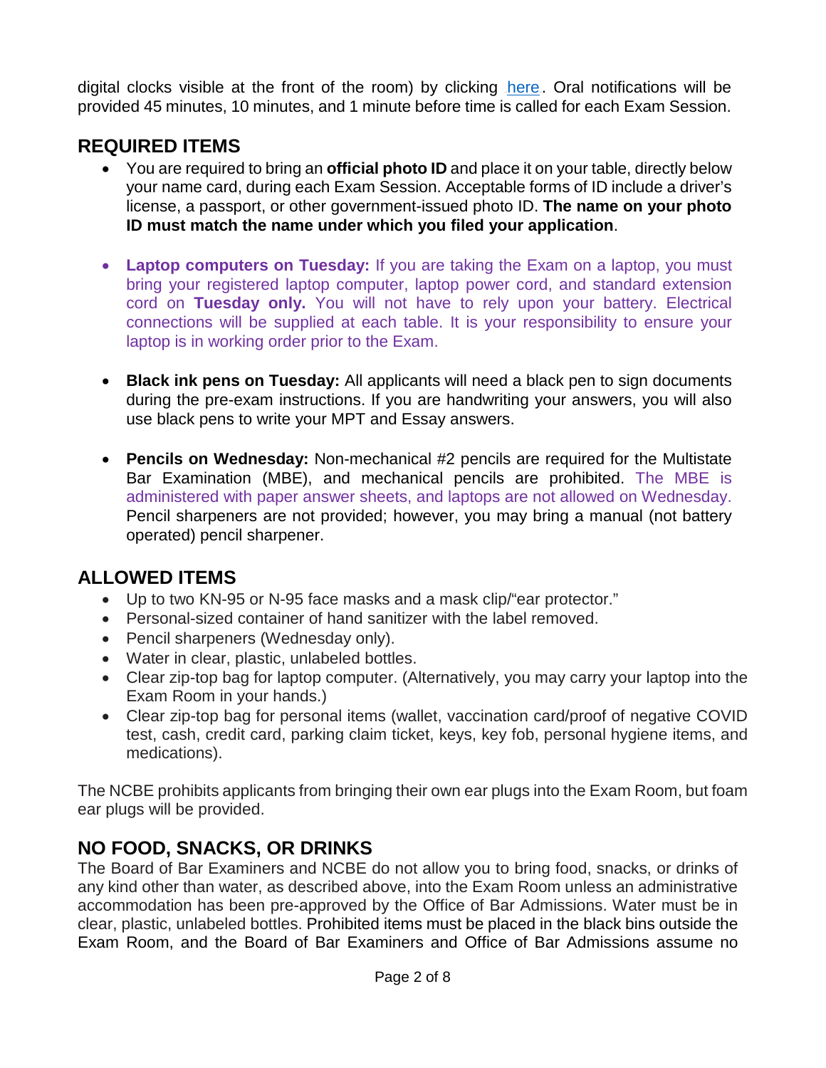digital clocks visible at the front of the room) by clicking here. Oral notifications will be provided 45 minutes, 10 minutes, and 1 minute before time is called for each Exam Session.

## REQUIRED ITEMS

- You are required to bring an **official photo ID** and place it on your table, directly below your name card, during each Exam Session. Acceptable forms of ID include a driver's license, a passport, or other government-issued photo ID. **The name on your photo ID must match the name under which you filed your application**.

- **Laptop computers on Tuesday:** If you are taking the Exam on a laptop, you must bring your registered laptop computer, laptop power cord, and standard extension cord on **Tuesday only.** You will not have to rely upon your battery. Electrical connections will be supplied at each table. It is your responsibility to ensure your laptop is in working order prior to the Exam.

- **Black ink pens on Tuesday:** All applicants will need a black pen to sign documents during the pre-exam instructions. If you are handwriting your answers, you will also use black pens to write your MPT and Essay answers.

- **Pencils on Wednesday:** Non-mechanical #2 pencils are required for the Multistate Bar Examination (MBE), and mechanical pencils are prohibited. The MBE is administered with paper answer sheets, and laptops are not allowed on Wednesday. Pencil sharpeners are not provided; however, you may bring a manual (not battery operated) pencil sharpener.

## ALLOWED ITEMS

- Up to two KN-95 or N-95 face masks and a mask clip/"ear protector."
- Personal-sized container of hand sanitizer with the label removed.
- Pencil sharpeners (Wednesday only).
- Water in clear, plastic, unlabeled bottles.
- Clear zip-top bag for laptop computer. (Alternatively, you may carry your laptop into the Exam Room in your hands.)
- Clear zip-top bag for personal items (wallet, vaccination card/proof of negative COVID test, cash, credit card, parking claim ticket, keys, key fob, personal hygiene items, and medications).

The NCBE prohibits applicants from bringing their own ear plugs into the Exam Room, but foam ear plugs will be provided.

## NO FOOD, SNACKS, OR DRINKS

The Board of Bar Examiners and NCBE do not allow you to bring food, snacks, or drinks of any kind other than water, as described above, into the Exam Room unless an administrative accommodation has been pre-approved by the Office of Bar Admissions. Water must be in clear, plastic, unlabeled bottles. Prohibited items must be placed in the black bins outside the Exam Room, and the Board of Bar Examiners and Office of Bar Admissions assume no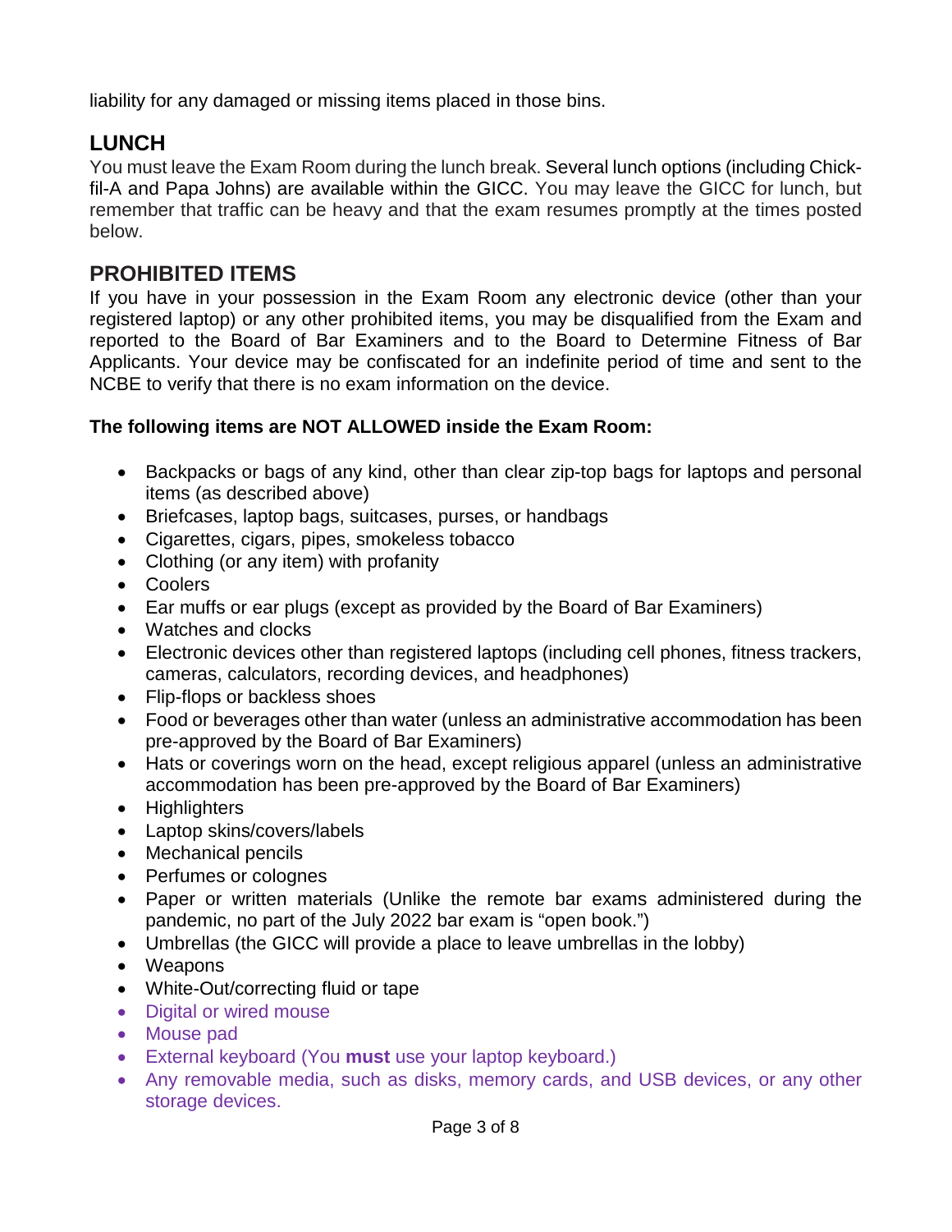liability for any damaged or missing items placed in those bins.

## LUNCH

You must leave the Exam Room during the lunch break. Several lunch options (including Chick-fil-A and Papa Johns) are available within the GICC. You may leave the GICC for lunch, but remember that traffic can be heavy and that the exam resumes promptly at the times posted below.

## PROHIBITED ITEMS

If you have in your possession in the Exam Room any electronic device (other than your registered laptop) or any other prohibited items, you may be disqualified from the Exam and reported to the Board of Bar Examiners and to the Board to Determine Fitness of Bar Applicants. Your device may be confiscated for an indefinite period of time and sent to the NCBE to verify that there is no exam information on the device.

**The following items are NOT ALLOWED inside the Exam Room:**

- Backpacks or bags of any kind, other than clear zip-top bags for laptops and personal items (as described above)
- Briefcases, laptop bags, suitcases, purses, or handbags
- Cigarettes, cigars, pipes, smokeless tobacco
- Clothing (or any item) with profanity
- Coolers
- Ear muffs or ear plugs (except as provided by the Board of Bar Examiners)
- Watches and clocks
- Electronic devices other than registered laptops (including cell phones, fitness trackers, cameras, calculators, recording devices, and headphones)
- Flip-flops or backless shoes
- Food or beverages other than water (unless an administrative accommodation has been pre-approved by the Board of Bar Examiners)
- Hats or coverings worn on the head, except religious apparel (unless an administrative accommodation has been pre-approved by the Board of Bar Examiners)
- Highlighters
- Laptop skins/covers/labels
- Mechanical pencils
- Perfumes or colognes
- Paper or written materials (Unlike the remote bar exams administered during the pandemic, no part of the July 2022 bar exam is "open book.")
- Umbrellas (the GICC will provide a place to leave umbrellas in the lobby)
- Weapons
- White-Out/correcting fluid or tape
- Digital or wired mouse
- Mouse pad
- External keyboard (You **must** use your laptop keyboard.)
- Any removable media, such as disks, memory cards, and USB devices, or any other storage devices.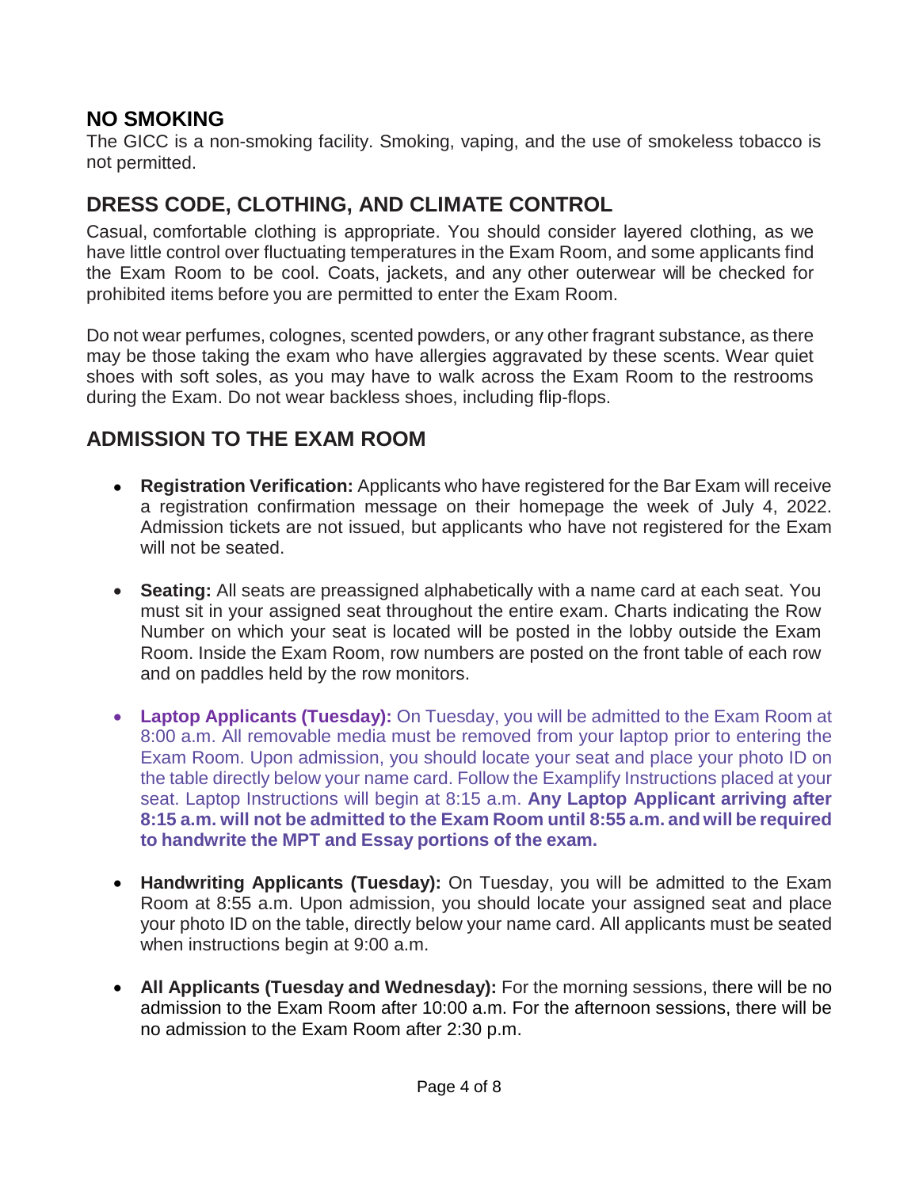## NO SMOKING

The GICC is a non-smoking facility. Smoking, vaping, and the use of smokeless tobacco is not permitted.

## DRESS CODE, CLOTHING, AND CLIMATE CONTROL

Casual, comfortable clothing is appropriate. You should consider layered clothing, as we have little control over fluctuating temperatures in the Exam Room, and some applicants find the Exam Room to be cool. Coats, jackets, and any other outerwear will be checked for prohibited items before you are permitted to enter the Exam Room.

Do not wear perfumes, colognes, scented powders, or any other fragrant substance, as there may be those taking the exam who have allergies aggravated by these scents. Wear quiet shoes with soft soles, as you may have to walk across the Exam Room to the restrooms during the Exam. Do not wear backless shoes, including flip-flops.

## ADMISSION TO THE EXAM ROOM

- **Registration Verification:** Applicants who have registered for the Bar Exam will receive a registration confirmation message on their homepage the week of July 4, 2022. Admission tickets are not issued, but applicants who have not registered for the Exam will not be seated.

- **Seating:** All seats are preassigned alphabetically with a name card at each seat. You must sit in your assigned seat throughout the entire exam. Charts indicating the Row Number on which your seat is located will be posted in the lobby outside the Exam Room. Inside the Exam Room, row numbers are posted on the front table of each row and on paddles held by the row monitors.

- **Laptop Applicants (Tuesday):** On Tuesday, you will be admitted to the Exam Room at 8:00 a.m. All removable media must be removed from your laptop prior to entering the Exam Room. Upon admission, you should locate your seat and place your photo ID on the table directly below your name card. Follow the Examplify Instructions placed at your seat. Laptop Instructions will begin at 8:15 a.m. **Any Laptop Applicant arriving after 8:15 a.m. will not be admitted to the Exam Room until 8:55 a.m. and will be required to handwrite the MPT and Essay portions of the exam.**

- **Handwriting Applicants (Tuesday):** On Tuesday, you will be admitted to the Exam Room at 8:55 a.m. Upon admission, you should locate your assigned seat and place your photo ID on the table, directly below your name card. All applicants must be seated when instructions begin at 9:00 a.m.

- **All Applicants (Tuesday and Wednesday):** For the morning sessions, there will be no admission to the Exam Room after 10:00 a.m. For the afternoon sessions, there will be no admission to the Exam Room after 2:30 p.m.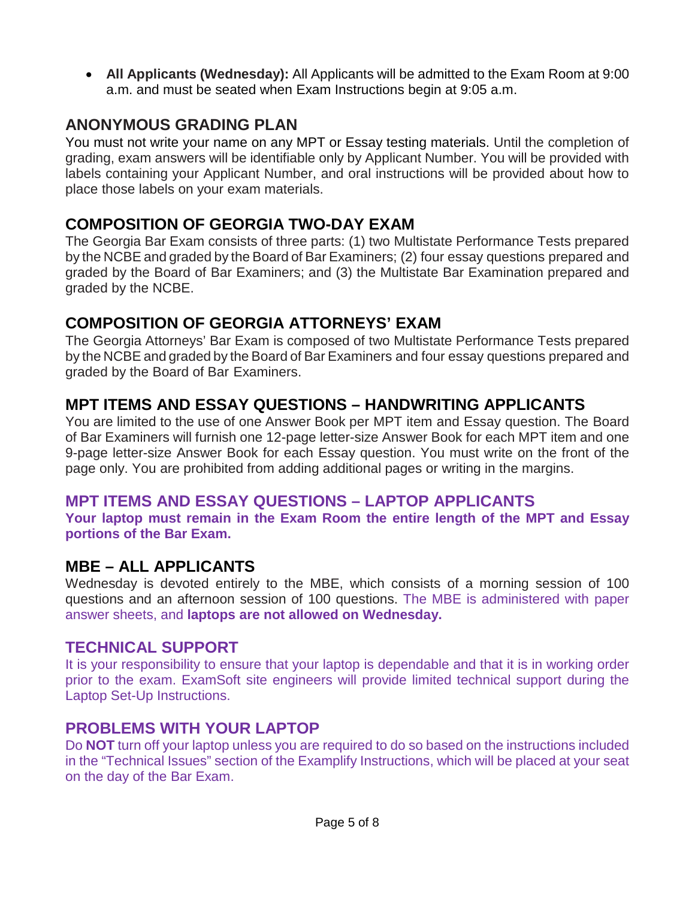- **All Applicants (Wednesday):** All Applicants will be admitted to the Exam Room at 9:00 a.m. and must be seated when Exam Instructions begin at 9:05 a.m.

## ANONYMOUS GRADING PLAN

You must not write your name on any MPT or Essay testing materials. Until the completion of grading, exam answers will be identifiable only by Applicant Number. You will be provided with labels containing your Applicant Number, and oral instructions will be provided about how to place those labels on your exam materials.

## COMPOSITION OF GEORGIA TWO-DAY EXAM

The Georgia Bar Exam consists of three parts: (1) two Multistate Performance Tests prepared by the NCBE and graded by the Board of Bar Examiners; (2) four essay questions prepared and graded by the Board of Bar Examiners; and (3) the Multistate Bar Examination prepared and graded by the NCBE.

## COMPOSITION OF GEORGIA ATTORNEYS' EXAM

The Georgia Attorneys' Bar Exam is composed of two Multistate Performance Tests prepared by the NCBE and graded by the Board of Bar Examiners and four essay questions prepared and graded by the Board of Bar Examiners.

## MPT ITEMS AND ESSAY QUESTIONS – HANDWRITING APPLICANTS

You are limited to the use of one Answer Book per MPT item and Essay question. The Board of Bar Examiners will furnish one 12-page letter-size Answer Book for each MPT item and one 9-page letter-size Answer Book for each Essay question. You must write on the front of the page only. You are prohibited from adding additional pages or writing in the margins.

## MPT ITEMS AND ESSAY QUESTIONS – LAPTOP APPLICANTS

**Your laptop must remain in the Exam Room the entire length of the MPT and Essay portions of the Bar Exam.**

## MBE – ALL APPLICANTS

Wednesday is devoted entirely to the MBE, which consists of a morning session of 100 questions and an afternoon session of 100 questions. The MBE is administered with paper answer sheets, and **laptops are not allowed on Wednesday.**

## TECHNICAL SUPPORT

It is your responsibility to ensure that your laptop is dependable and that it is in working order prior to the exam. ExamSoft site engineers will provide limited technical support during the Laptop Set-Up Instructions.

## PROBLEMS WITH YOUR LAPTOP

Do **NOT** turn off your laptop unless you are required to do so based on the instructions included in the "Technical Issues" section of the Examplify Instructions, which will be placed at your seat on the day of the Bar Exam.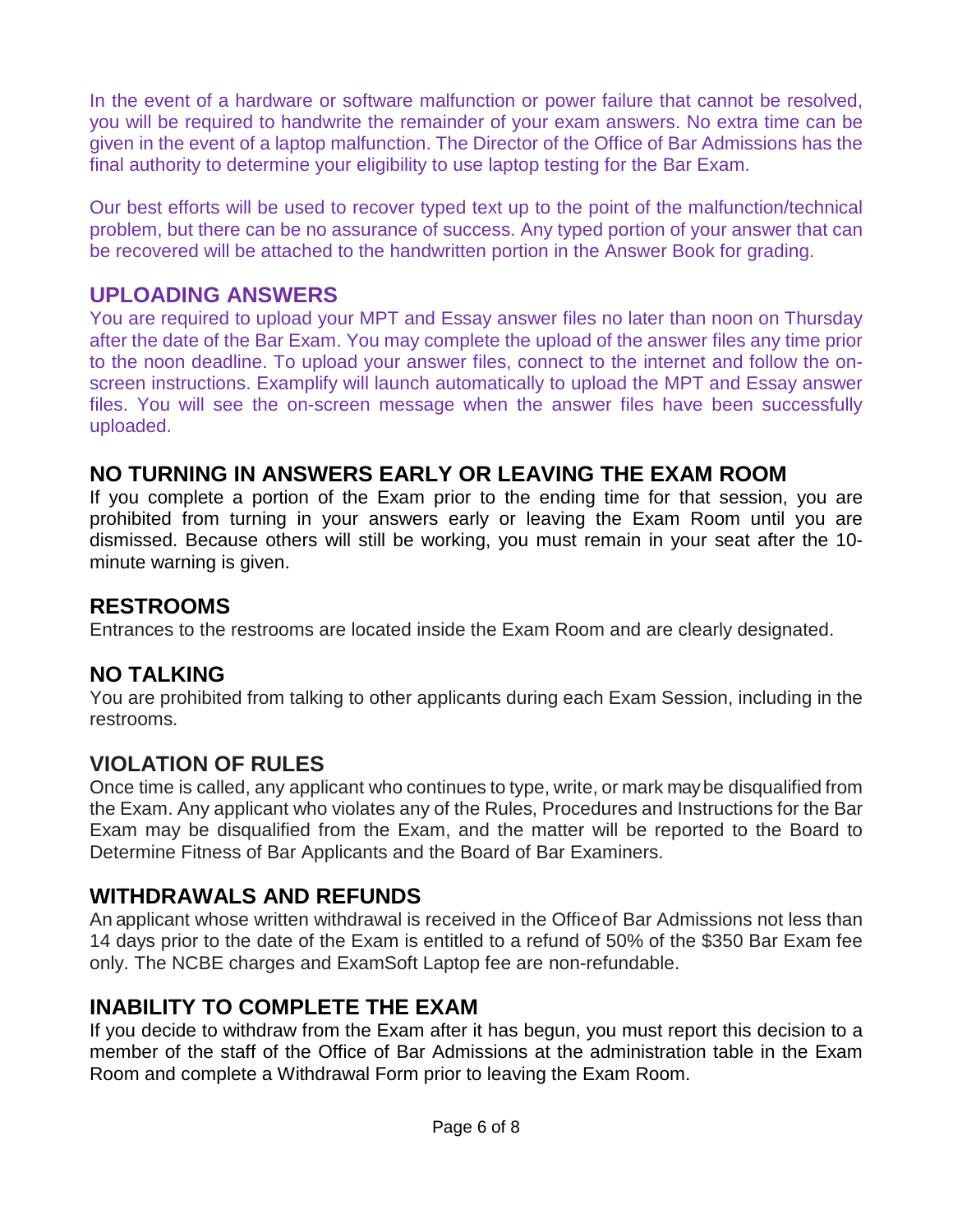In the event of a hardware or software malfunction or power failure that cannot be resolved, you will be required to handwrite the remainder of your exam answers. No extra time can be given in the event of a laptop malfunction. The Director of the Office of Bar Admissions has the final authority to determine your eligibility to use laptop testing for the Bar Exam.

Our best efforts will be used to recover typed text up to the point of the malfunction/technical problem, but there can be no assurance of success. Any typed portion of your answer that can be recovered will be attached to the handwritten portion in the Answer Book for grading.

## UPLOADING ANSWERS

You are required to upload your MPT and Essay answer files no later than noon on Thursday after the date of the Bar Exam. You may complete the upload of the answer files any time prior to the noon deadline. To upload your answer files, connect to the internet and follow the on-screen instructions. Examplify will launch automatically to upload the MPT and Essay answer files. You will see the on-screen message when the answer files have been successfully uploaded.

## NO TURNING IN ANSWERS EARLY OR LEAVING THE EXAM ROOM

If you complete a portion of the Exam prior to the ending time for that session, you are prohibited from turning in your answers early or leaving the Exam Room until you are dismissed. Because others will still be working, you must remain in your seat after the 10-minute warning is given.

## RESTROOMS

Entrances to the restrooms are located inside the Exam Room and are clearly designated.

## NO TALKING

You are prohibited from talking to other applicants during each Exam Session, including in the restrooms.

## VIOLATION OF RULES

Once time is called, any applicant who continues to type, write, or mark may be disqualified from the Exam. Any applicant who violates any of the Rules, Procedures and Instructions for the Bar Exam may be disqualified from the Exam, and the matter will be reported to the Board to Determine Fitness of Bar Applicants and the Board of Bar Examiners.

## WITHDRAWALS AND REFUNDS

An applicant whose written withdrawal is received in the Office of Bar Admissions not less than 14 days prior to the date of the Exam is entitled to a refund of 50% of the $350 Bar Exam fee only. The NCBE charges and ExamSoft Laptop fee are non-refundable.

## INABILITY TO COMPLETE THE EXAM

If you decide to withdraw from the Exam after it has begun, you must report this decision to a member of the staff of the Office of Bar Admissions at the administration table in the Exam Room and complete a Withdrawal Form prior to leaving the Exam Room.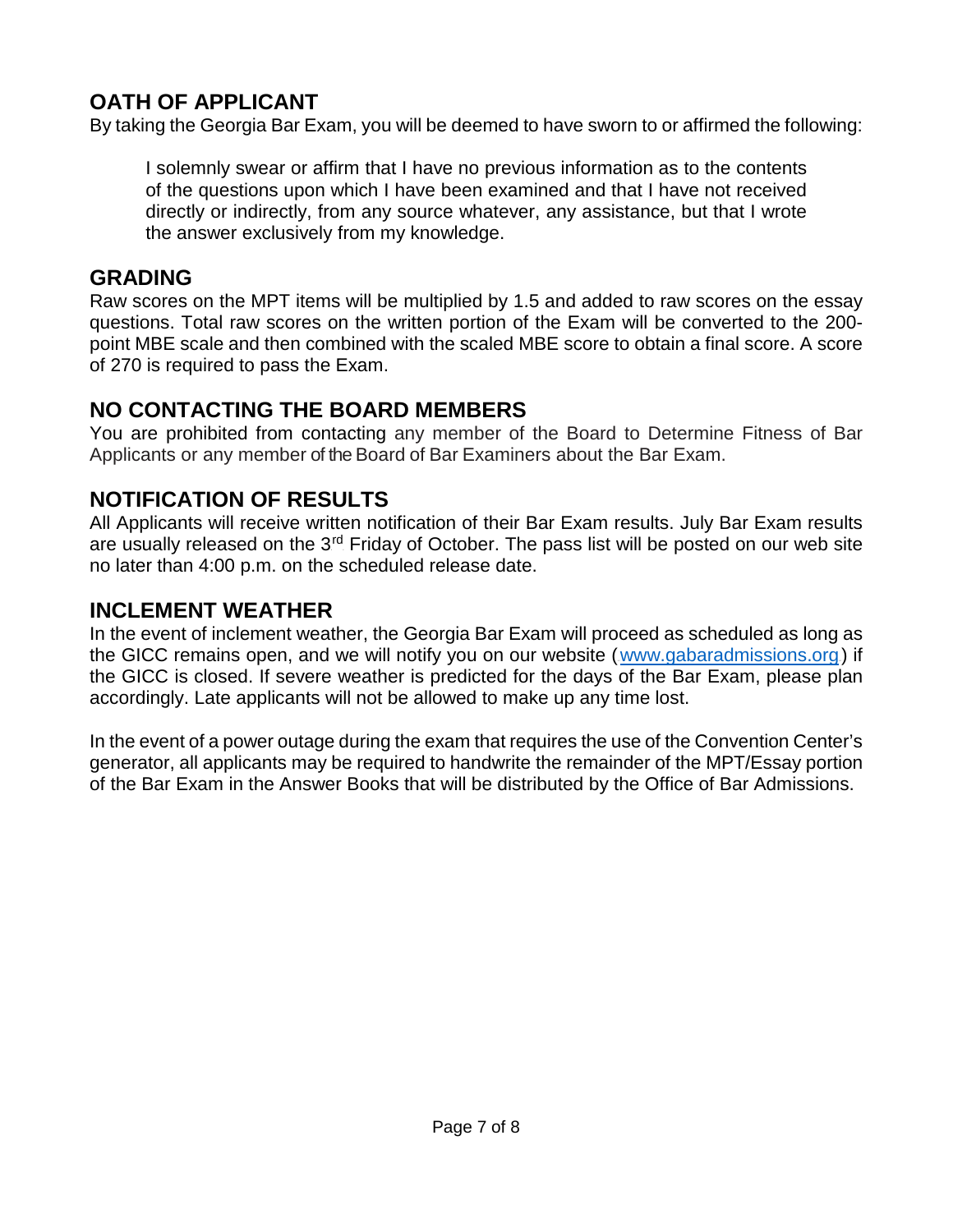## OATH OF APPLICANT

By taking the Georgia Bar Exam, you will be deemed to have sworn to or affirmed the following:

> I solemnly swear or affirm that I have no previous information as to the contents of the questions upon which I have been examined and that I have not received directly or indirectly, from any source whatever, any assistance, but that I wrote the answer exclusively from my knowledge.

## GRADING

Raw scores on the MPT items will be multiplied by 1.5 and added to raw scores on the essay questions. Total raw scores on the written portion of the Exam will be converted to the 200-point MBE scale and then combined with the scaled MBE score to obtain a final score. A score of 270 is required to pass the Exam.

## NO CONTACTING THE BOARD MEMBERS

You are prohibited from contacting any member of the Board to Determine Fitness of Bar Applicants or any member of the Board of Bar Examiners about the Bar Exam.

## NOTIFICATION OF RESULTS

All Applicants will receive written notification of their Bar Exam results. July Bar Exam results are usually released on the 3rd Friday of October. The pass list will be posted on our web site no later than 4:00 p.m. on the scheduled release date.

## INCLEMENT WEATHER

In the event of inclement weather, the Georgia Bar Exam will proceed as scheduled as long as the GICC remains open, and we will notify you on our website (www.gabaradmissions.org) if the GICC is closed. If severe weather is predicted for the days of the Bar Exam, please plan accordingly. Late applicants will not be allowed to make up any time lost.

In the event of a power outage during the exam that requires the use of the Convention Center's generator, all applicants may be required to handwrite the remainder of the MPT/Essay portion of the Bar Exam in the Answer Books that will be distributed by the Office of Bar Admissions.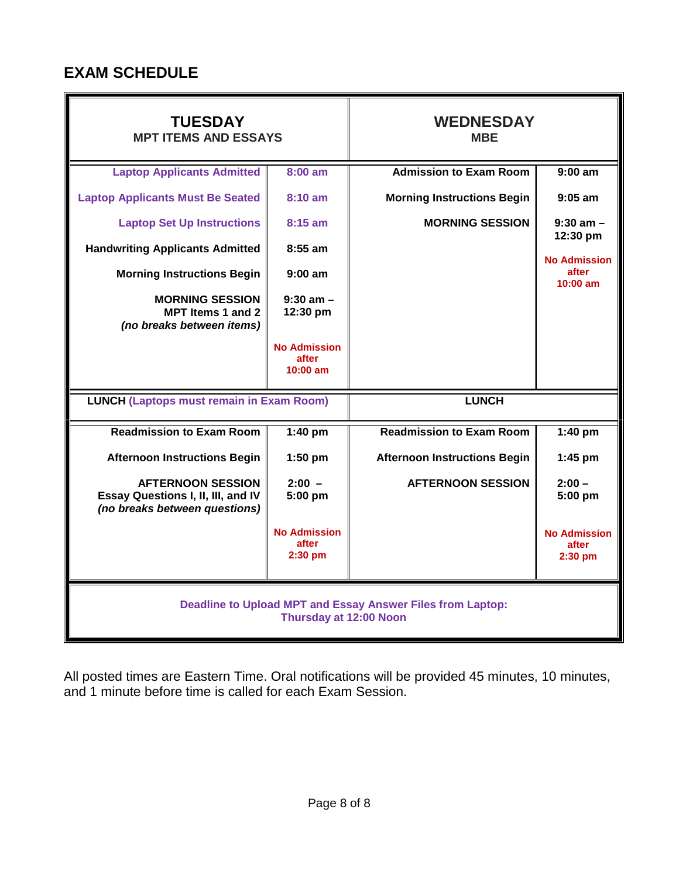## EXAM SCHEDULE

| **TUESDAY** MPT ITEMS AND ESSAYS | | **WEDNESDAY** MBE | |
|---|---|---|---|
| Laptop Applicants Admitted | 8:00 am | Admission to Exam Room | 9:00 am |
| Laptop Applicants Must Be Seated | 8:10 am | Morning Instructions Begin | 9:05 am |
| Laptop Set Up Instructions | 8:15 am | MORNING SESSION | 9:30 am – 12:30 pm |
| Handwriting Applicants Admitted | 8:55 am | | No Admission after 10:00 am |
| Morning Instructions Begin | 9:00 am | | |
| MORNING SESSION MPT Items 1 and 2 *(no breaks between items)* | 9:30 am – 12:30 pm | | |
| | No Admission after 10:00 am | | |
| **LUNCH** (Laptops must remain in Exam Room) | | **LUNCH** | |
| Readmission to Exam Room | 1:40 pm | Readmission to Exam Room | 1:40 pm |
| Afternoon Instructions Begin | 1:50 pm | Afternoon Instructions Begin | 1:45 pm |
| AFTERNOON SESSION Essay Questions I, II, III, and IV *(no breaks between questions)* | 2:00 – 5:00 pm | AFTERNOON SESSION | 2:00 – 5:00 pm |
| | No Admission after 2:30 pm | | No Admission after 2:30 pm |
| **Deadline to Upload MPT and Essay Answer Files from Laptop: Thursday at 12:00 Noon** | | | |

All posted times are Eastern Time. Oral notifications will be provided 45 minutes, 10 minutes, and 1 minute before time is called for each Exam Session.